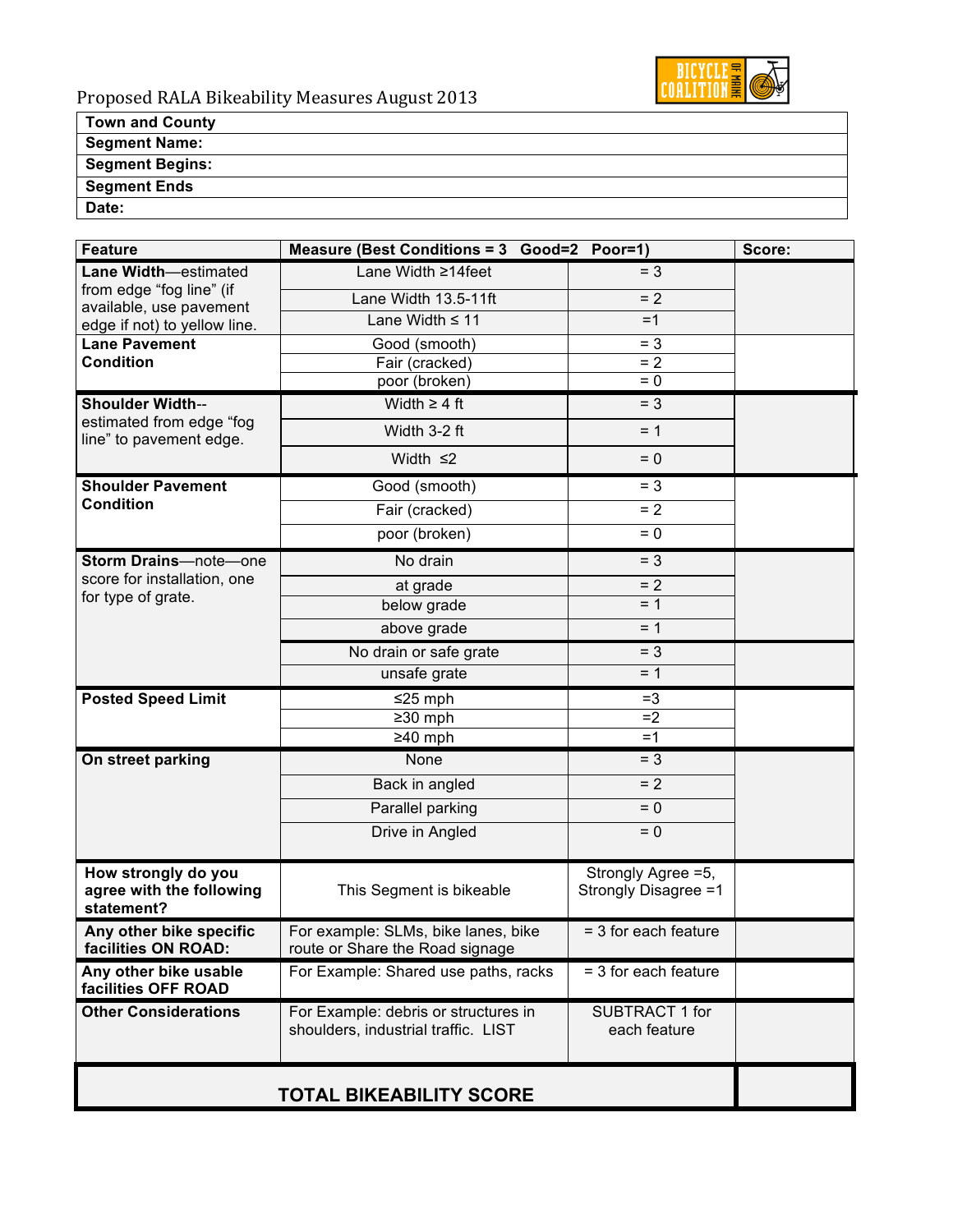# Proposed RALA Bikeability Measures August 2013

| **Town and County** |
|---|
| **Segment Name:** |
| **Segment Begins:** |
| **Segment Ends** |
| **Date:** |

| Feature | Measure (Best Conditions = 3 Good=2 Poor=1) | | Score: |
|---|---|---|---|
| **Lane Width**—estimated from edge "fog line" (if available, use pavement edge if not) to yellow line. | Lane Width ≥14feet | = 3 | |
| | Lane Width 13.5-11ft | = 2 | |
| | Lane Width ≤ 11 | =1 | |
| **Lane Pavement Condition** | Good (smooth) | = 3 | |
| | Fair (cracked) | = 2 | |
| | poor (broken) | = 0 | |
| **Shoulder Width**--estimated from edge "fog line" to pavement edge. | Width ≥ 4 ft | = 3 | |
| | Width 3-2 ft | = 1 | |
| | Width ≤2 | = 0 | |
| **Shoulder Pavement Condition** | Good (smooth) | = 3 | |
| | Fair (cracked) | = 2 | |
| | poor (broken) | = 0 | |
| **Storm Drains**—note—one score for installation, one for type of grate. | No drain | = 3 | |
| | at grade | = 2 | |
| | below grade | = 1 | |
| | above grade | = 1 | |
| | No drain or safe grate | = 3 | |
| | unsafe grate | = 1 | |
| **Posted Speed Limit** | ≤25 mph | =3 | |
| | ≥30 mph | =2 | |
| | ≥40 mph | =1 | |
| **On street parking** | None | = 3 | |
| | Back in angled | = 2 | |
| | Parallel parking | = 0 | |
| | Drive in Angled | = 0 | |
| **How strongly do you agree with the following statement?** | This Segment is bikeable | Strongly Agree =5, Strongly Disagree =1 | |
| **Any other bike specific facilities ON ROAD:** | For example: SLMs, bike lanes, bike route or Share the Road signage | = 3 for each feature | |
| **Any other bike usable facilities OFF ROAD** | For Example: Shared use paths, racks | = 3 for each feature | |
| **Other Considerations** | For Example: debris or structures in shoulders, industrial traffic. LIST | SUBTRACT 1 for each feature | |
| **TOTAL BIKEABILITY SCORE** | | | |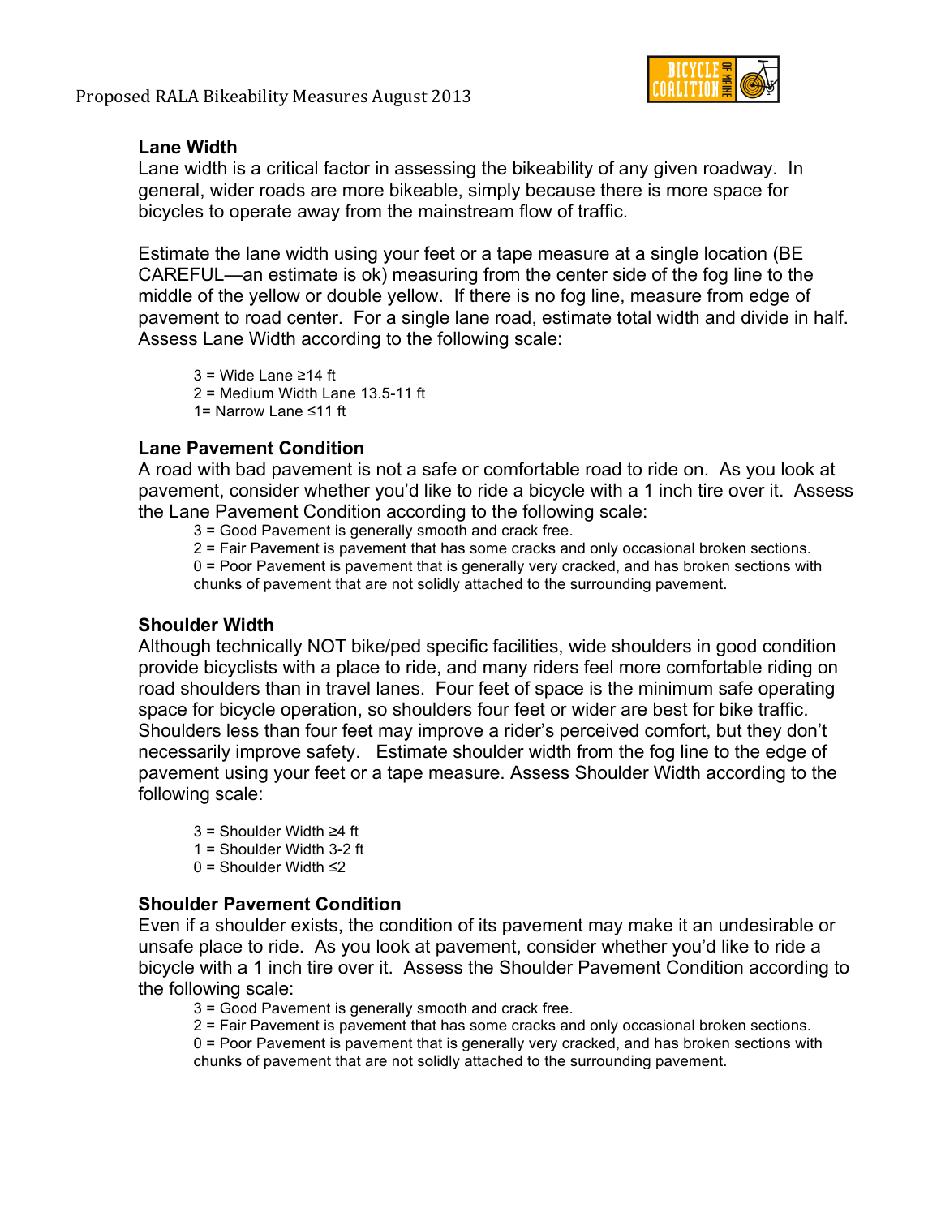### Lane Width

Lane width is a critical factor in assessing the bikeability of any given roadway. In general, wider roads are more bikeable, simply because there is more space for bicycles to operate away from the mainstream flow of traffic.

Estimate the lane width using your feet or a tape measure at a single location (BE CAREFUL—an estimate is ok) measuring from the center side of the fog line to the middle of the yellow or double yellow. If there is no fog line, measure from edge of pavement to road center. For a single lane road, estimate total width and divide in half. Assess Lane Width according to the following scale:

- 3 = Wide Lane ≥14 ft
- 2 = Medium Width Lane 13.5-11 ft
- 1= Narrow Lane ≤11 ft

### Lane Pavement Condition

A road with bad pavement is not a safe or comfortable road to ride on. As you look at pavement, consider whether you'd like to ride a bicycle with a 1 inch tire over it. Assess the Lane Pavement Condition according to the following scale:

- 3 = Good Pavement is generally smooth and crack free.
- 2 = Fair Pavement is pavement that has some cracks and only occasional broken sections.
- 0 = Poor Pavement is pavement that is generally very cracked, and has broken sections with chunks of pavement that are not solidly attached to the surrounding pavement.

### Shoulder Width

Although technically NOT bike/ped specific facilities, wide shoulders in good condition provide bicyclists with a place to ride, and many riders feel more comfortable riding on road shoulders than in travel lanes. Four feet of space is the minimum safe operating space for bicycle operation, so shoulders four feet or wider are best for bike traffic. Shoulders less than four feet may improve a rider's perceived comfort, but they don't necessarily improve safety. Estimate shoulder width from the fog line to the edge of pavement using your feet or a tape measure. Assess Shoulder Width according to the following scale:

- 3 = Shoulder Width ≥4 ft
- 1 = Shoulder Width 3-2 ft
- 0 = Shoulder Width ≤2

### Shoulder Pavement Condition

Even if a shoulder exists, the condition of its pavement may make it an undesirable or unsafe place to ride. As you look at pavement, consider whether you'd like to ride a bicycle with a 1 inch tire over it. Assess the Shoulder Pavement Condition according to the following scale:

- 3 = Good Pavement is generally smooth and crack free.
- 2 = Fair Pavement is pavement that has some cracks and only occasional broken sections.
- 0 = Poor Pavement is pavement that is generally very cracked, and has broken sections with chunks of pavement that are not solidly attached to the surrounding pavement.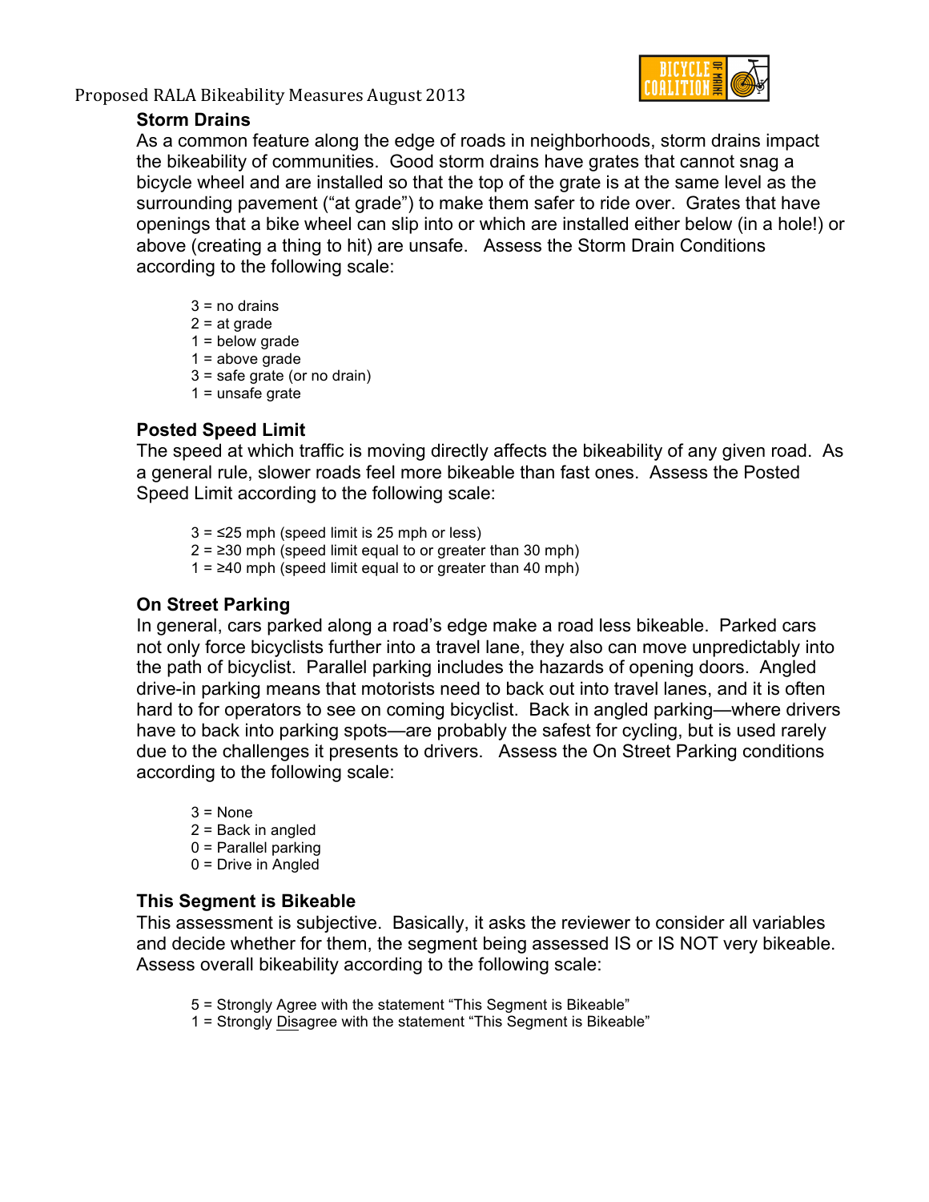### Storm Drains

As a common feature along the edge of roads in neighborhoods, storm drains impact the bikeability of communities. Good storm drains have grates that cannot snag a bicycle wheel and are installed so that the top of the grate is at the same level as the surrounding pavement ("at grade") to make them safer to ride over. Grates that have openings that a bike wheel can slip into or which are installed either below (in a hole!) or above (creating a thing to hit) are unsafe. Assess the Storm Drain Conditions according to the following scale:

3 = no drains
2 = at grade
1 = below grade
1 = above grade
3 = safe grate (or no drain)
1 = unsafe grate

### Posted Speed Limit

The speed at which traffic is moving directly affects the bikeability of any given road. As a general rule, slower roads feel more bikeable than fast ones. Assess the Posted Speed Limit according to the following scale:

3 = ≤25 mph (speed limit is 25 mph or less)
2 = ≥30 mph (speed limit equal to or greater than 30 mph)
1 = ≥40 mph (speed limit equal to or greater than 40 mph)

### On Street Parking

In general, cars parked along a road's edge make a road less bikeable. Parked cars not only force bicyclists further into a travel lane, they also can move unpredictably into the path of bicyclist. Parallel parking includes the hazards of opening doors. Angled drive-in parking means that motorists need to back out into travel lanes, and it is often hard to for operators to see on coming bicyclist. Back in angled parking—where drivers have to back into parking spots—are probably the safest for cycling, but is used rarely due to the challenges it presents to drivers. Assess the On Street Parking conditions according to the following scale:

3 = None
2 = Back in angled
0 = Parallel parking
0 = Drive in Angled

### This Segment is Bikeable

This assessment is subjective. Basically, it asks the reviewer to consider all variables and decide whether for them, the segment being assessed IS or IS NOT very bikeable. Assess overall bikeability according to the following scale:

5 = Strongly Agree with the statement "This Segment is Bikeable"
1 = Strongly Disagree with the statement "This Segment is Bikeable"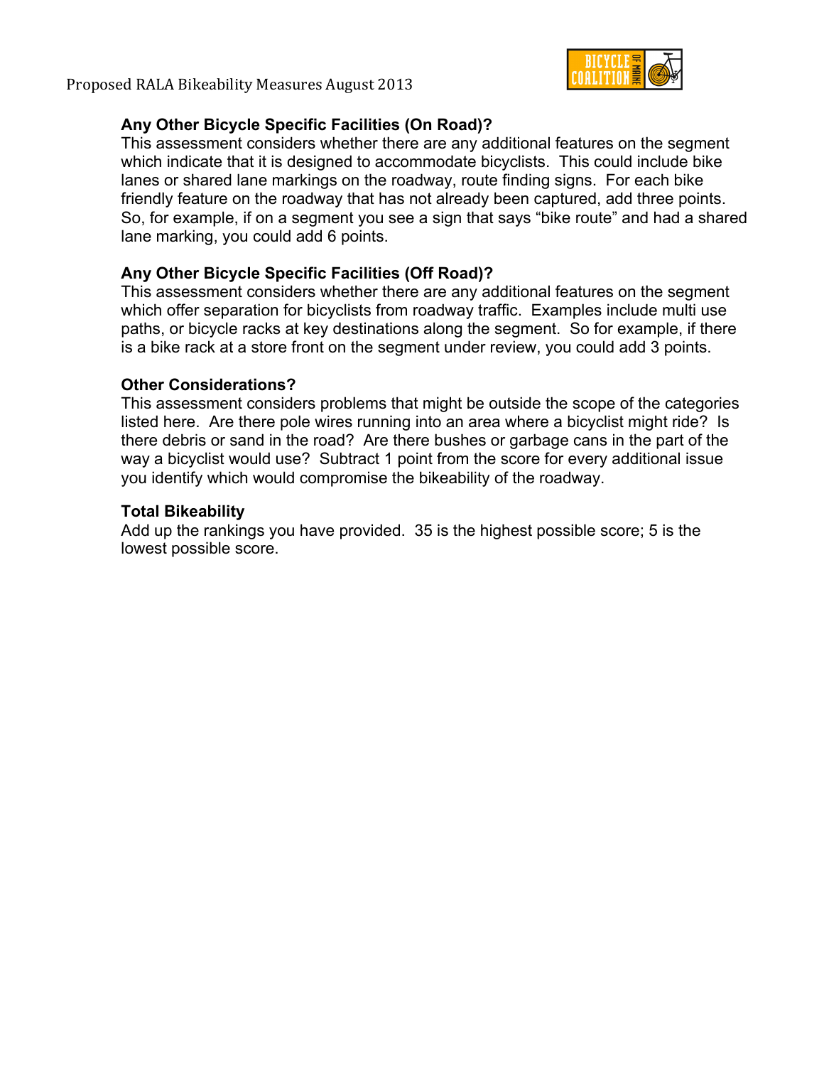**Any Other Bicycle Specific Facilities (On Road)?**
This assessment considers whether there are any additional features on the segment which indicate that it is designed to accommodate bicyclists. This could include bike lanes or shared lane markings on the roadway, route finding signs. For each bike friendly feature on the roadway that has not already been captured, add three points. So, for example, if on a segment you see a sign that says "bike route" and had a shared lane marking, you could add 6 points.

**Any Other Bicycle Specific Facilities (Off Road)?**
This assessment considers whether there are any additional features on the segment which offer separation for bicyclists from roadway traffic. Examples include multi use paths, or bicycle racks at key destinations along the segment. So for example, if there is a bike rack at a store front on the segment under review, you could add 3 points.

**Other Considerations?**
This assessment considers problems that might be outside the scope of the categories listed here. Are there pole wires running into an area where a bicyclist might ride? Is there debris or sand in the road? Are there bushes or garbage cans in the part of the way a bicyclist would use? Subtract 1 point from the score for every additional issue you identify which would compromise the bikeability of the roadway.

**Total Bikeability**
Add up the rankings you have provided. 35 is the highest possible score; 5 is the lowest possible score.